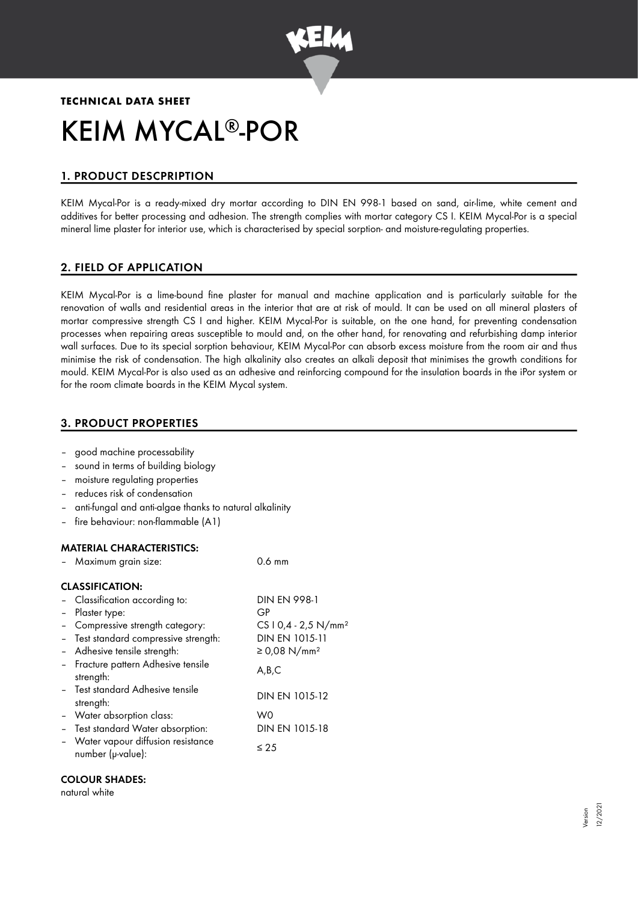**TECHNICAL DATA SHEET**

# KEIM MYCAL®-POR

## 1. PRODUCT DESCPRIPTION

KEIM Mycal-Por is a ready-mixed dry mortar according to DIN EN 998-1 based on sand, air-lime, white cement and additives for better processing and adhesion. The strength complies with mortar category CS I. KEIM Mycal-Por is a special mineral lime plaster for interior use, which is characterised by special sorption- and moisture-regulating properties.

## 2. FIELD OF APPLICATION

KEIM Mycal-Por is a lime-bound fine plaster for manual and machine application and is particularly suitable for the renovation of walls and residential areas in the interior that are at risk of mould. It can be used on all mineral plasters of mortar compressive strength CS I and higher. KEIM Mycal-Por is suitable, on the one hand, for preventing condensation processes when repairing areas susceptible to mould and, on the other hand, for renovating and refurbishing damp interior wall surfaces. Due to its special sorption behaviour, KEIM Mycal-Por can absorb excess moisture from the room air and thus minimise the risk of condensation. The high alkalinity also creates an alkali deposit that minimises the growth conditions for mould. KEIM Mycal-Por is also used as an adhesive and reinforcing compound for the insulation boards in the iPor system or for the room climate boards in the KEIM Mycal system.

## 3. PRODUCT PROPERTIES

- good machine processability
- sound in terms of building biology
- moisture regulating properties
- reduces risk of condensation
- anti-fungal and anti-algae thanks to natural alkalinity
- fire behaviour: non-flammable (A1)

### MATERIAL CHARACTERISTICS:

| | |
|---|---|
| – Maximum grain size: | 0.6 mm |

### CLASSIFICATION:

| | |
|---|---|
| – Classification according to: | DIN EN 998-1 |
| – Plaster type: | GP |
| – Compressive strength category: | CS I 0,4 - 2,5 N/mm² |
| – Test standard compressive strength: | DIN EN 1015-11 |
| – Adhesive tensile strength: | ≥ 0,08 N/mm² |
| – Fracture pattern Adhesive tensile strength: | A,B,C |
| – Test standard Adhesive tensile strength: | DIN EN 1015-12 |
| – Water absorption class: | W0 |
| – Test standard Water absorption: | DIN EN 1015-18 |
| – Water vapour diffusion resistance number (μ-value): | ≤ 25 |

### COLOUR SHADES:

natural white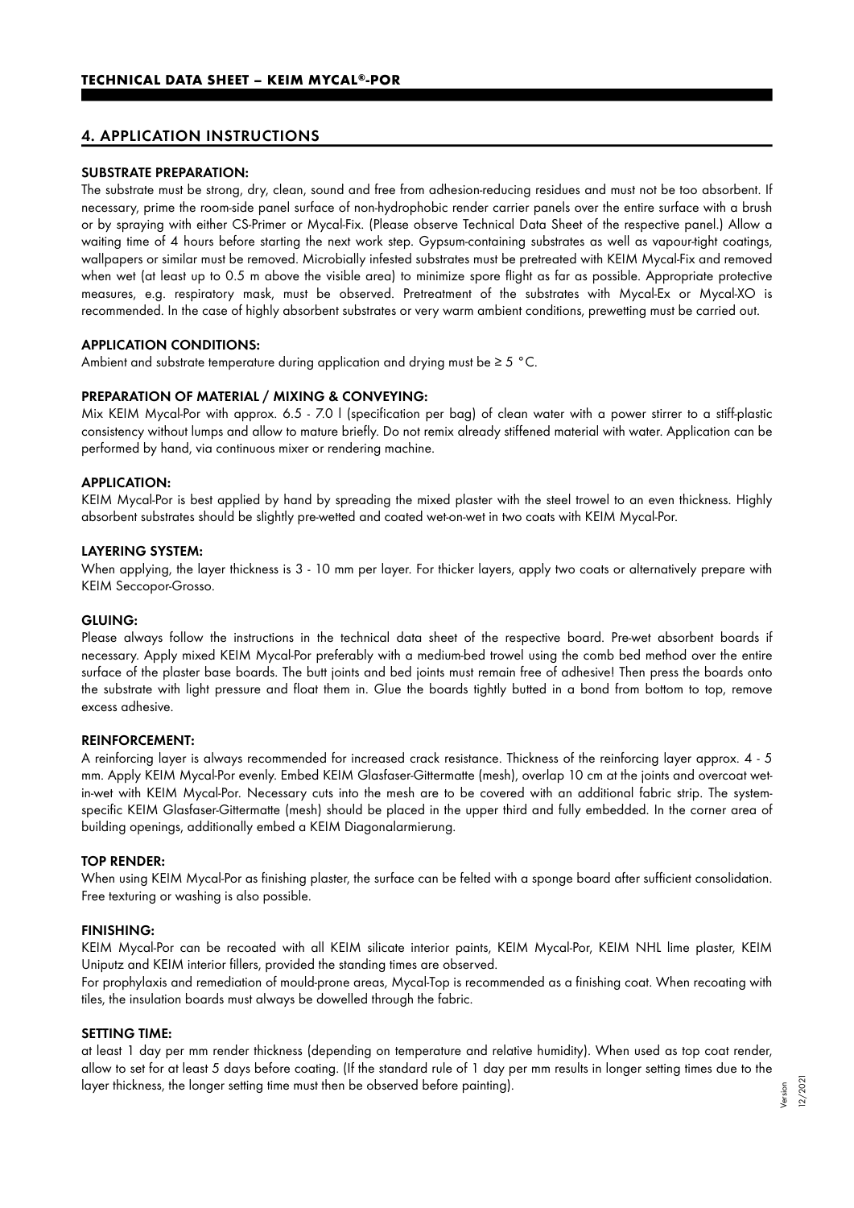## 4. APPLICATION INSTRUCTIONS

### SUBSTRATE PREPARATION:

The substrate must be strong, dry, clean, sound and free from adhesion-reducing residues and must not be too absorbent. If necessary, prime the room-side panel surface of non-hydrophobic render carrier panels over the entire surface with a brush or by spraying with either CS-Primer or Mycal-Fix. (Please observe Technical Data Sheet of the respective panel.) Allow a waiting time of 4 hours before starting the next work step. Gypsum-containing substrates as well as vapour-tight coatings, wallpapers or similar must be removed. Microbially infested substrates must be pretreated with KEIM Mycal-Fix and removed when wet (at least up to 0.5 m above the visible area) to minimize spore flight as far as possible. Appropriate protective measures, e.g. respiratory mask, must be observed. Pretreatment of the substrates with Mycal-Ex or Mycal-XO is recommended. In the case of highly absorbent substrates or very warm ambient conditions, prewetting must be carried out.

### APPLICATION CONDITIONS:

Ambient and substrate temperature during application and drying must be ≥ 5 °C.

### PREPARATION OF MATERIAL / MIXING & CONVEYING:

Mix KEIM Mycal-Por with approx. 6.5 - 7.0 l (specification per bag) of clean water with a power stirrer to a stiff-plastic consistency without lumps and allow to mature briefly. Do not remix already stiffened material with water. Application can be performed by hand, via continuous mixer or rendering machine.

### APPLICATION:

KEIM Mycal-Por is best applied by hand by spreading the mixed plaster with the steel trowel to an even thickness. Highly absorbent substrates should be slightly pre-wetted and coated wet-on-wet in two coats with KEIM Mycal-Por.

### LAYERING SYSTEM:

When applying, the layer thickness is 3 - 10 mm per layer. For thicker layers, apply two coats or alternatively prepare with KEIM Seccopor-Grosso.

### GLUING:

Please always follow the instructions in the technical data sheet of the respective board. Pre-wet absorbent boards if necessary. Apply mixed KEIM Mycal-Por preferably with a medium-bed trowel using the comb bed method over the entire surface of the plaster base boards. The butt joints and bed joints must remain free of adhesive! Then press the boards onto the substrate with light pressure and float them in. Glue the boards tightly butted in a bond from bottom to top, remove excess adhesive.

### REINFORCEMENT:

A reinforcing layer is always recommended for increased crack resistance. Thickness of the reinforcing layer approx. 4 - 5 mm. Apply KEIM Mycal-Por evenly. Embed KEIM Glasfaser-Gittermatte (mesh), overlap 10 cm at the joints and overcoat wet-in-wet with KEIM Mycal-Por. Necessary cuts into the mesh are to be covered with an additional fabric strip. The system-specific KEIM Glasfaser-Gittermatte (mesh) should be placed in the upper third and fully embedded. In the corner area of building openings, additionally embed a KEIM Diagonalarmierung.

### TOP RENDER:

When using KEIM Mycal-Por as finishing plaster, the surface can be felted with a sponge board after sufficient consolidation. Free texturing or washing is also possible.

### FINISHING:

KEIM Mycal-Por can be recoated with all KEIM silicate interior paints, KEIM Mycal-Por, KEIM NHL lime plaster, KEIM Uniputz and KEIM interior fillers, provided the standing times are observed.

For prophylaxis and remediation of mould-prone areas, Mycal-Top is recommended as a finishing coat. When recoating with tiles, the insulation boards must always be dowelled through the fabric.

### SETTING TIME:

at least 1 day per mm render thickness (depending on temperature and relative humidity). When used as top coat render, allow to set for at least 5 days before coating. (If the standard rule of 1 day per mm results in longer setting times due to the layer thickness, the longer setting time must then be observed before paintring).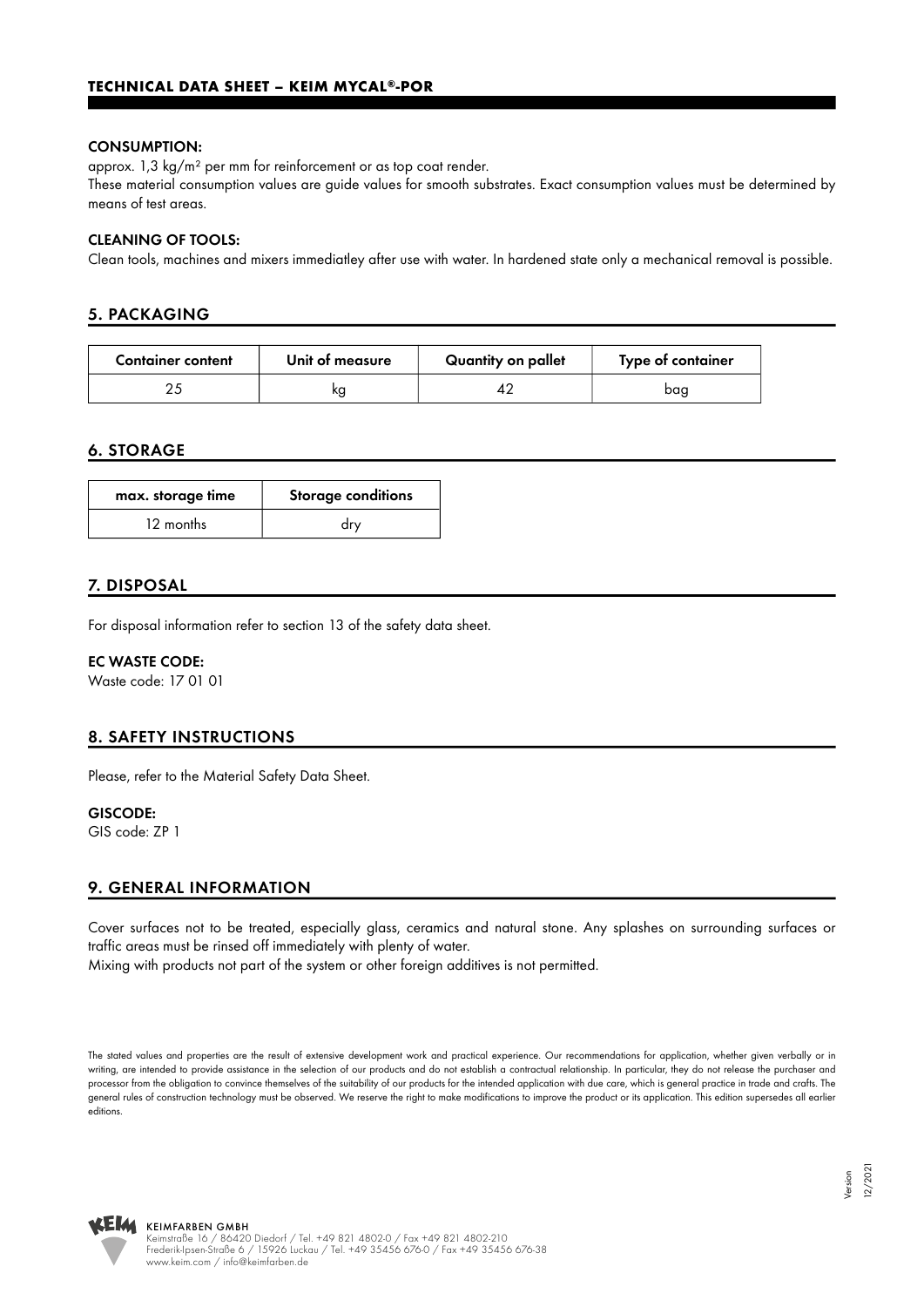**CONSUMPTION:**

approx. 1,3 kg/m² per mm for reinforcement or as top coat render.
These material consumption values are guide values for smooth substrates. Exact consumption values must be determined by means of test areas.

**CLEANING OF TOOLS:**

Clean tools, machines and mixers immediatley after use with water. In hardened state only a mechanical removal is possible.

## 5. PACKAGING

| Container content | Unit of measure | Quantity on pallet | Type of container |
|---|---|---|---|
| 25 | kg | 42 | bag |

## 6. STORAGE

| max. storage time | Storage conditions |
|---|---|
| 12 months | dry |

## 7. DISPOSAL

For disposal information refer to section 13 of the safety data sheet.

**EC WASTE CODE:**

Waste code: 17 01 01

## 8. SAFETY INSTRUCTIONS

Please, refer to the Material Safety Data Sheet.

**GISCODE:**

GIS code: ZP 1

## 9. GENERAL INFORMATION

Cover surfaces not to be treated, especially glass, ceramics and natural stone. Any splashes on surrounding surfaces or traffic areas must be rinsed off immediately with plenty of water.
Mixing with products not part of the system or other foreign additives is not permitted.

The stated values and properties are the result of extensive development work and practical experience. Our recommendations for application, whether given verbally or in writing, are intended to provide assistance in the selection of our products and do not establish a contractual relationship. In particular, they do not release the purchaser and processor from the obligation to convince themselves of the suitability of our products for the intended application with due care, which is general practice in trade and crafts. The general rules of construction technology must be observed. We reserve the right to make modifications to improve the product or its application. This edition supersedes all earlier editions.

Version 12/2021

KEIMFARBEN GMBH
Keimstraße 16 / 86420 Diedorf / Tel. +49 821 4802-0 / Fax +49 821 4802-210
Frederik-Ipsen-Straße 6 / 15926 Luckau / Tel. +49 35456 676-0 / Fax +49 35456 676-38
www.keim.com / info@keimfarben.de